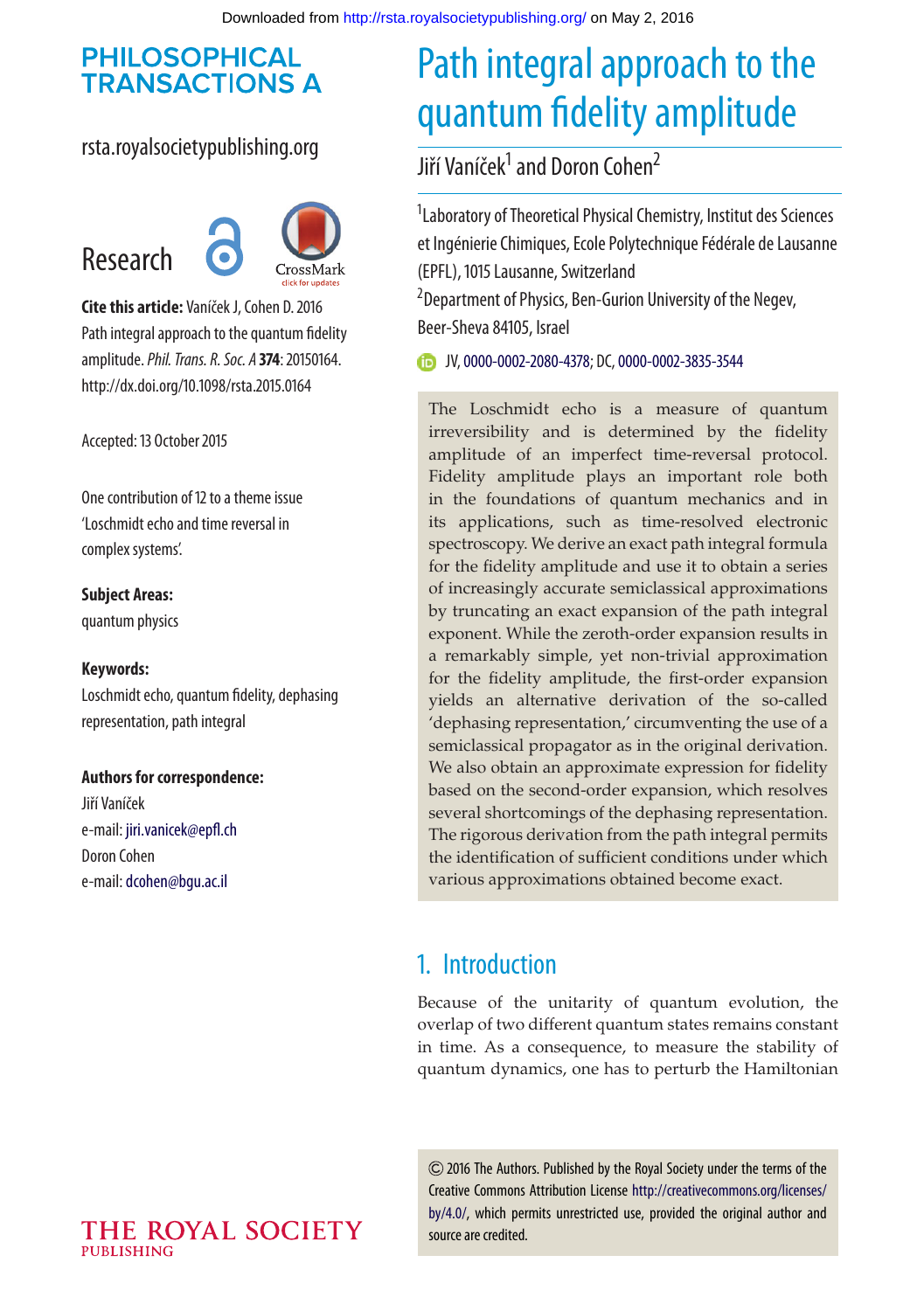# Path integral approach to the quantum fidelity amplitude

Jiří Vaníček[1] and Doron Cohen[2]

[1]Laboratory of Theoretical Physical Chemistry, Institut des Sciences et Ingénierie Chimiques, Ecole Polytechnique Fédérale de Lausanne (EPFL), 1015 Lausanne, Switzerland

[2]Department of Physics, Ben-Gurion University of the Negev, Beer-Sheva 84105, Israel

JV, 0000-0002-2080-4378; DC, 0000-0002-3835-3544

Research

**Cite this article:** Vaníček J, Cohen D. 2016 Path integral approach to the quantum fidelity amplitude. *Phil. Trans. R. Soc. A* **374**: 20150164. http://dx.doi.org/10.1098/rsta.2015.0164

Accepted: 13 October 2015

One contribution of 12 to a theme issue 'Loschmidt echo and time reversal in complex systems'.

**Subject Areas:**
quantum physics

**Keywords:**
Loschmidt echo, quantum fidelity, dephasing representation, path integral

**Authors for correspondence:**
Jiří Vaníček
e-mail: jiri.vanicek@epfl.ch
Doron Cohen
e-mail: dcohen@bgu.ac.il

The Loschmidt echo is a measure of quantum irreversibility and is determined by the fidelity amplitude of an imperfect time-reversal protocol. Fidelity amplitude plays an important role both in the foundations of quantum mechanics and in its applications, such as time-resolved electronic spectroscopy. We derive an exact path integral formula for the fidelity amplitude and use it to obtain a series of increasingly accurate semiclassical approximations by truncating an exact expansion of the path integral exponent. While the zeroth-order expansion results in a remarkably simple, yet non-trivial approximation for the fidelity amplitude, the first-order expansion yields an alternative derivation of the so-called 'dephasing representation,' circumventing the use of a semiclassical propagator as in the original derivation. We also obtain an approximate expression for fidelity based on the second-order expansion, which resolves several shortcomings of the dephasing representation. The rigorous derivation from the path integral permits the identification of sufficient conditions under which various approximations obtained become exact.

## 1. Introduction

Because of the unitarity of quantum evolution, the overlap of two different quantum states remains constant in time. As a consequence, to measure the stability of quantum dynamics, one has to perturb the Hamiltonian

© 2016 The Authors. Published by the Royal Society under the terms of the Creative Commons Attribution License http://creativecommons.org/licenses/by/4.0/, which permits unrestricted use, provided the original author and source are credited.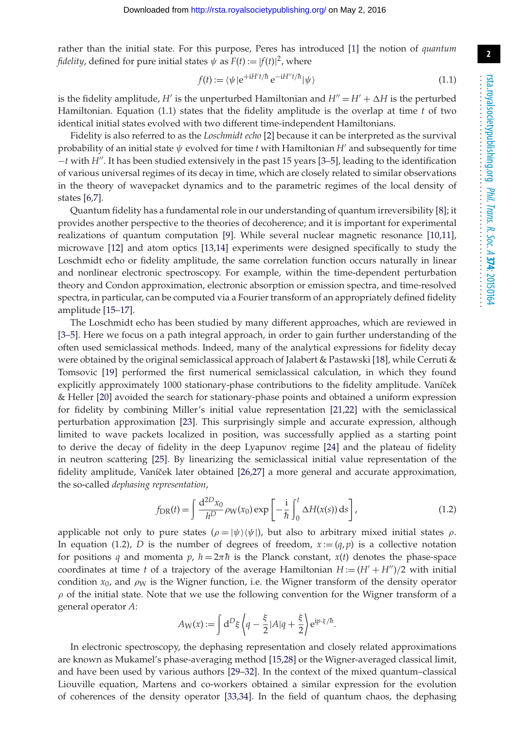rather than the initial state. For this purpose, Peres has introduced [1] the notion of *quantum fidelity*, defined for pure initial states $\psi$ as $F(t) := |f(t)|^2$, where

$$f(t) := \langle\psi|e^{+iH't/\hbar}\, e^{-iH''t/\hbar}|\psi\rangle \tag{1.1}$$

is the fidelity amplitude, $H'$ is the unperturbed Hamiltonian and $H'' = H' + \Delta H$ is the perturbed Hamiltonian. Equation (1.1) states that the fidelity amplitude is the overlap at time $t$ of two identical initial states evolved with two different time-independent Hamiltonians.

Fidelity is also referred to as the *Loschmidt echo* [2] because it can be interpreted as the survival probability of an initial state $\psi$ evolved for time $t$ with Hamiltonian $H'$ and subsequently for time $-t$ with $H''$. It has been studied extensively in the past 15 years [3–5], leading to the identification of various universal regimes of its decay in time, which are closely related to similar observations in the theory of wavepacket dynamics and to the parametric regimes of the local density of states [6,7].

Quantum fidelity has a fundamental role in our understanding of quantum irreversibility [8]; it provides another perspective to the theories of decoherence; and it is important for experimental realizations of quantum computation [9]. While several nuclear magnetic resonance [10,11], microwave [12] and atom optics [13,14] experiments were designed specifically to study the Loschmidt echo or fidelity amplitude, the same correlation function occurs naturally in linear and nonlinear electronic spectroscopy. For example, within the time-dependent perturbation theory and Condon approximation, electronic absorption or emission spectra, and time-resolved spectra, in particular, can be computed via a Fourier transform of an appropriately defined fidelity amplitude [15–17].

The Loschmidt echo has been studied by many different approaches, which are reviewed in [3–5]. Here we focus on a path integral approach, in order to gain further understanding of the often used semiclassical methods. Indeed, many of the analytical expressions for fidelity decay were obtained by the original semiclassical approach of Jalabert & Pastawski [18], while Cerruti & Tomsovic [19] performed the first numerical semiclassical calculation, in which they found explicitly approximately 1000 stationary-phase contributions to the fidelity amplitude. Vaníček & Heller [20] avoided the search for stationary-phase points and obtained a uniform expression for fidelity by combining Miller's initial value representation [21,22] with the semiclassical perturbation approximation [23]. This surprisingly simple and accurate expression, although limited to wave packets localized in position, was successfully applied as a starting point to derive the decay of fidelity in the deep Lyapunov regime [24] and the plateau of fidelity in neutron scattering [25]. By linearizing the semiclassical initial value representation of the fidelity amplitude, Vaníček later obtained [26,27] a more general and accurate approximation, the so-called *dephasing representation*,

$$f_{\mathrm{DR}}(t) = \int \frac{d^{2D}x_0}{h^D}\,\rho_{\mathrm{W}}(x_0)\exp\left[-\frac{i}{\hbar}\int_0^t \Delta H(x(s))\,ds\right], \tag{1.2}$$

applicable not only to pure states ($\rho = |\psi\rangle\langle\psi|$), but also to arbitrary mixed initial states $\rho$. In equation (1.2), $D$ is the number of degrees of freedom, $x := (q, p)$ is a collective notation for positions $q$ and momenta $p$, $h = 2\pi\hbar$ is the Planck constant, $x(t)$ denotes the phase-space coordinates at time $t$ of a trajectory of the average Hamiltonian $H := (H' + H'')/2$ with initial condition $x_0$, and $\rho_{\mathrm{W}}$ is the Wigner function, i.e. the Wigner transform of the density operator $\rho$ of the initial state. Note that we use the following convention for the Wigner transform of a general operator $A$:

$$A_{\mathrm{W}}(x) := \int d^D\xi \left\langle q - \frac{\xi}{2}\right|A\left|q + \frac{\xi}{2}\right\rangle e^{ip\cdot\xi/\hbar}.$$

In electronic spectroscopy, the dephasing representation and closely related approximations are known as Mukamel's phase-averaging method [15,28] or the Wigner-averaged classical limit, and have been used by various authors [29–32]. In the context of the mixed quantum–classical Liouville equation, Martens and co-workers obtained a similar expression for the evolution of coherences of the density operator [33,34]. In the field of quantum chaos, the dephasing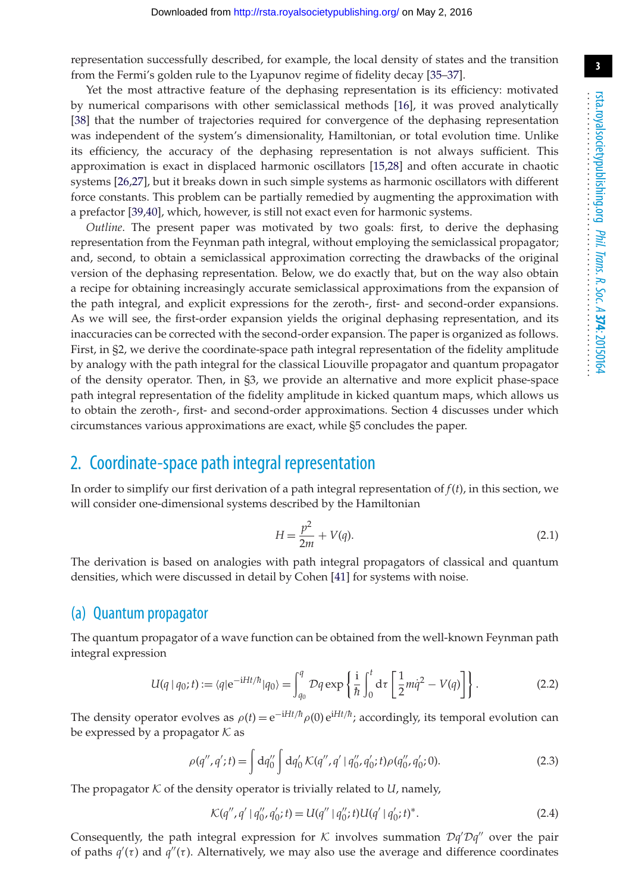representation successfully described, for example, the local density of states and the transition from the Fermi's golden rule to the Lyapunov regime of fidelity decay [35–37].

Yet the most attractive feature of the dephasing representation is its efficiency: motivated by numerical comparisons with other semiclassical methods [16], it was proved analytically [38] that the number of trajectories required for convergence of the dephasing representation was independent of the system's dimensionality, Hamiltonian, or total evolution time. Unlike its efficiency, the accuracy of the dephasing representation is not always sufficient. This approximation is exact in displaced harmonic oscillators [15,28] and often accurate in chaotic systems [26,27], but it breaks down in such simple systems as harmonic oscillators with different force constants. This problem can be partially remedied by augmenting the approximation with a prefactor [39,40], which, however, is still not exact even for harmonic systems.

*Outline.* The present paper was motivated by two goals: first, to derive the dephasing representation from the Feynman path integral, without employing the semiclassical propagator; and, second, to obtain a semiclassical approximation correcting the drawbacks of the original version of the dephasing representation. Below, we do exactly that, but on the way also obtain a recipe for obtaining increasingly accurate semiclassical approximations from the expansion of the path integral, and explicit expressions for the zeroth-, first- and second-order expansions. As we will see, the first-order expansion yields the original dephasing representation, and its inaccuracies can be corrected with the second-order expansion. The paper is organized as follows. First, in §2, we derive the coordinate-space path integral representation of the fidelity amplitude by analogy with the path integral for the classical Liouville propagator and quantum propagator of the density operator. Then, in §3, we provide an alternative and more explicit phase-space path integral representation of the fidelity amplitude in kicked quantum maps, which allows us to obtain the zeroth-, first- and second-order approximations. Section 4 discusses under which circumstances various approximations are exact, while §5 concludes the paper.

## 2. Coordinate-space path integral representation

In order to simplify our first derivation of a path integral representation of $f(t)$, in this section, we will consider one-dimensional systems described by the Hamiltonian

$$H = \frac{p^2}{2m} + V(q). \tag{2.1}$$

The derivation is based on analogies with path integral propagators of classical and quantum densities, which were discussed in detail by Cohen [41] for systems with noise.

### (a) Quantum propagator

The quantum propagator of a wave function can be obtained from the well-known Feynman path integral expression

$$U(q\,|\,q_0;t) := \langle q|\mathrm{e}^{-\mathrm{i}Ht/\hbar}|q_0\rangle = \int_{q_0}^{q} \mathcal{D}q \exp\left\{\frac{\mathrm{i}}{\hbar}\int_0^t \mathrm{d}\tau\left[\frac{1}{2}m\dot{q}^2 - V(q)\right]\right\}. \tag{2.2}$$

The density operator evolves as $\rho(t) = \mathrm{e}^{-\mathrm{i}Ht/\hbar}\rho(0)\,\mathrm{e}^{\mathrm{i}Ht/\hbar}$; accordingly, its temporal evolution can be expressed by a propagator $\mathcal{K}$ as

$$\rho(q'', q'; t) = \int \mathrm{d}q_0'' \int \mathrm{d}q_0'\, \mathcal{K}(q'', q'\,|\,q_0'', q_0'; t)\rho(q_0'', q_0'; 0). \tag{2.3}$$

The propagator $\mathcal{K}$ of the density operator is trivially related to $U$, namely,

$$\mathcal{K}(q'', q'\,|\,q_0'', q_0'; t) = U(q''\,|\,q_0''; t)U(q'\,|\,q_0'; t)^*. \tag{2.4}$$

Consequently, the path integral expression for $\mathcal{K}$ involves summation $\mathcal{D}q'\mathcal{D}q''$ over the pair of paths $q'(\tau)$ and $q''(\tau)$. Alternatively, we may also use the average and difference coordinates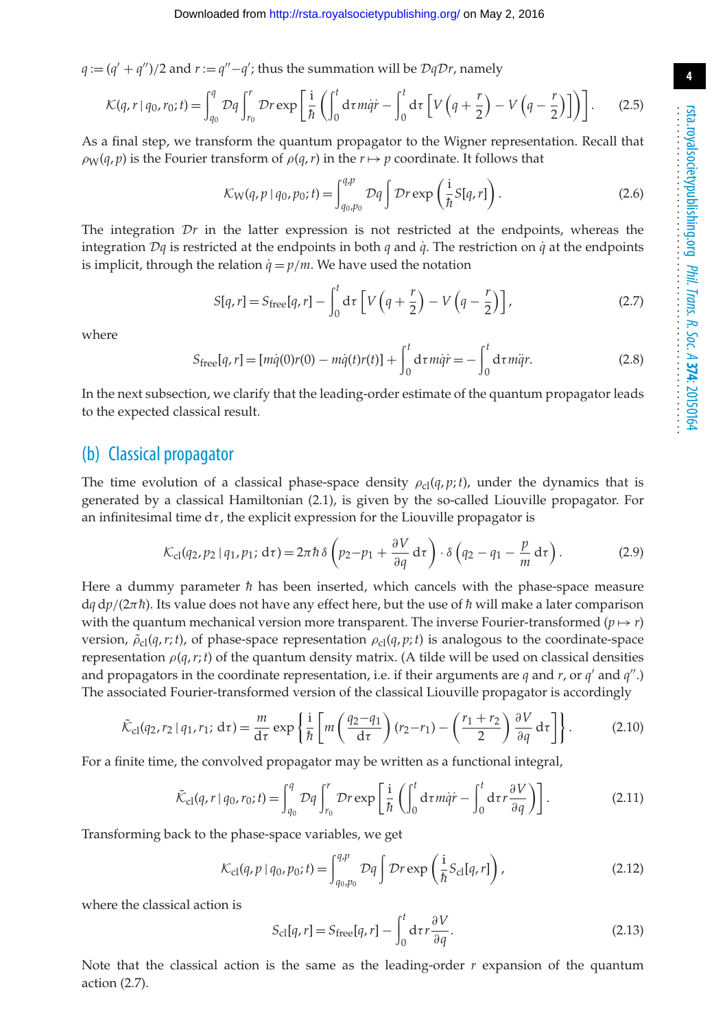$q := (q' + q'')/2$ and $r := q'' - q'$; thus the summation will be $\mathcal{D}q\mathcal{D}r$, namely

$$\mathcal{K}(q, r \mid q_0, r_0; t) = \int_{q_0}^{q} \mathcal{D}q \int_{r_0}^{r} \mathcal{D}r \exp\left[\frac{\mathrm{i}}{\hbar}\left(\int_0^t \mathrm{d}\tau\, m\dot{q}\dot{r} - \int_0^t \mathrm{d}\tau \left[V\left(q + \frac{r}{2}\right) - V\left(q - \frac{r}{2}\right)\right]\right)\right]. \tag{2.5}$$

As a final step, we transform the quantum propagator to the Wigner representation. Recall that $\rho_{\mathrm{W}}(q, p)$ is the Fourier transform of $\rho(q, r)$ in the $r \mapsto p$ coordinate. It follows that

$$\mathcal{K}_{\mathrm{W}}(q, p \mid q_0, p_0; t) = \int_{q_0, p_0}^{q, p} \mathcal{D}q \int \mathcal{D}r \exp\left(\frac{\mathrm{i}}{\hbar} S[q, r]\right). \tag{2.6}$$

The integration $\mathcal{D}r$ in the latter expression is not restricted at the endpoints, whereas the integration $\mathcal{D}q$ is restricted at the endpoints in both $q$ and $\dot{q}$. The restriction on $\dot{q}$ at the endpoints is implicit, through the relation $\dot{q} = p/m$. We have used the notation

$$S[q, r] = S_{\mathrm{free}}[q, r] - \int_0^t \mathrm{d}\tau \left[V\left(q + \frac{r}{2}\right) - V\left(q - \frac{r}{2}\right)\right], \tag{2.7}$$

where

$$S_{\mathrm{free}}[q, r] = [m\dot{q}(0)r(0) - m\dot{q}(t)r(t)] + \int_0^t \mathrm{d}\tau\, m\dot{q}\dot{r} = -\int_0^t \mathrm{d}\tau\, m\ddot{q}r. \tag{2.8}$$

In the next subsection, we clarify that the leading-order estimate of the quantum propagator leads to the expected classical result.

## (b) Classical propagator

The time evolution of a classical phase-space density $\rho_{\mathrm{cl}}(q, p; t)$, under the dynamics that is generated by a classical Hamiltonian (2.1), is given by the so-called Liouville propagator. For an infinitesimal time $\mathrm{d}\tau$, the explicit expression for the Liouville propagator is

$$\mathcal{K}_{\mathrm{cl}}(q_2, p_2 \mid q_1, p_1; \mathrm{d}\tau) = 2\pi\hbar\, \delta\left(p_2 - p_1 + \frac{\partial V}{\partial q}\mathrm{d}\tau\right) \cdot \delta\left(q_2 - q_1 - \frac{p}{m}\mathrm{d}\tau\right). \tag{2.9}$$

Here a dummy parameter $\hbar$ has been inserted, which cancels with the phase-space measure $\mathrm{d}q\,\mathrm{d}p/(2\pi\hbar)$. Its value does not have any effect here, but the use of $\hbar$ will make a later comparison with the quantum mechanical version more transparent. The inverse Fourier-transformed ($p \mapsto r$) version, $\tilde{\rho}_{\mathrm{cl}}(q, r; t)$, of phase-space representation $\rho_{\mathrm{cl}}(q, p; t)$ is analogous to the coordinate-space representation $\rho(q, r; t)$ of the quantum density matrix. (A tilde will be used on classical densities and propagators in the coordinate representation, i.e. if their arguments are $q$ and $r$, or $q'$ and $q''$.) The associated Fourier-transformed version of the classical Liouville propagator is accordingly

$$\tilde{\mathcal{K}}_{\mathrm{cl}}(q_2, r_2 \mid q_1, r_1; \mathrm{d}\tau) = \frac{m}{\mathrm{d}\tau} \exp\left\{\frac{\mathrm{i}}{\hbar}\left[m\left(\frac{q_2 - q_1}{\mathrm{d}\tau}\right)(r_2 - r_1) - \left(\frac{r_1 + r_2}{2}\right)\frac{\partial V}{\partial q}\mathrm{d}\tau\right]\right\}. \tag{2.10}$$

For a finite time, the convolved propagator may be written as a functional integral,

$$\tilde{\mathcal{K}}_{\mathrm{cl}}(q, r \mid q_0, r_0; t) = \int_{q_0}^{q} \mathcal{D}q \int_{r_0}^{r} \mathcal{D}r \exp\left[\frac{\mathrm{i}}{\hbar}\left(\int_0^t \mathrm{d}\tau\, m\dot{q}\dot{r} - \int_0^t \mathrm{d}\tau\, r\frac{\partial V}{\partial q}\right)\right]. \tag{2.11}$$

Transforming back to the phase-space variables, we get

$$\mathcal{K}_{\mathrm{cl}}(q, p \mid q_0, p_0; t) = \int_{q_0, p_0}^{q, p} \mathcal{D}q \int \mathcal{D}r \exp\left(\frac{\mathrm{i}}{\hbar} S_{\mathrm{cl}}[q, r]\right), \tag{2.12}$$

where the classical action is

$$S_{\mathrm{cl}}[q, r] = S_{\mathrm{free}}[q, r] - \int_0^t \mathrm{d}\tau\, r\frac{\partial V}{\partial q}. \tag{2.13}$$

Note that the classical action is the same as the leading-order $r$ expansion of the quantum action (2.7).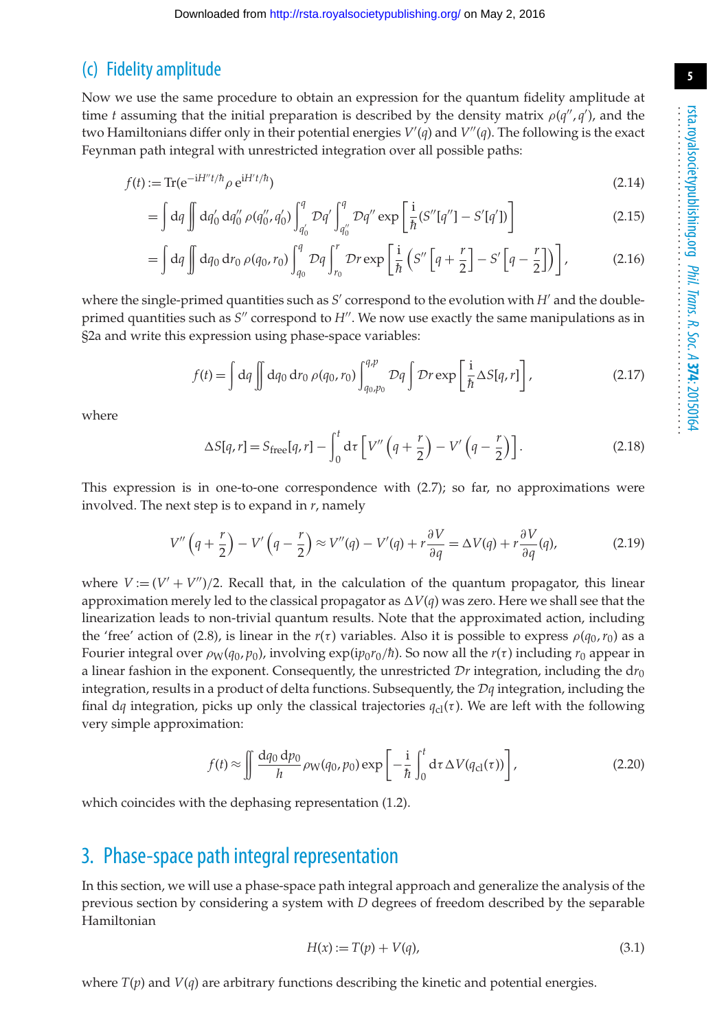## (c) Fidelity amplitude

Now we use the same procedure to obtain an expression for the quantum fidelity amplitude at time $t$ assuming that the initial preparation is described by the density matrix $\rho(q'', q')$, and the two Hamiltonians differ only in their potential energies $V'(q)$ and $V''(q)$. The following is the exact Feynman path integral with unrestricted integration over all possible paths:

$$f(t) := \mathrm{Tr}(\mathrm{e}^{-\mathrm{i}H''t/\hbar}\rho\,\mathrm{e}^{\mathrm{i}H't/\hbar}) \tag{2.14}$$

$$= \int \mathrm{d}q \iint \mathrm{d}q_0'\,\mathrm{d}q_0''\,\rho(q_0'', q_0') \int_{q_0'}^{q} \mathcal{D}q' \int_{q_0''}^{q} \mathcal{D}q'' \exp\left[\frac{\mathrm{i}}{\hbar}(S''[q''] - S'[q'])\right] \tag{2.15}$$

$$= \int \mathrm{d}q \iint \mathrm{d}q_0\,\mathrm{d}r_0\,\rho(q_0, r_0) \int_{q_0}^{q} \mathcal{D}q \int_{r_0}^{r} \mathcal{D}r \exp\left[\frac{\mathrm{i}}{\hbar}\left(S''\left[q+\frac{r}{2}\right] - S'\left[q-\frac{r}{2}\right]\right)\right], \tag{2.16}$$

where the single-primed quantities such as $S'$ correspond to the evolution with $H'$ and the double-primed quantities such as $S''$ correspond to $H''$. We now use exactly the same manipulations as in §2a and write this expression using phase-space variables:

$$f(t) = \int \mathrm{d}q \iint \mathrm{d}q_0\,\mathrm{d}r_0\,\rho(q_0, r_0) \int_{q_0,p_0}^{q,p} \mathcal{D}q \int \mathcal{D}r \exp\left[\frac{\mathrm{i}}{\hbar}\Delta S[q, r]\right], \tag{2.17}$$

where

$$\Delta S[q, r] = S_{\mathrm{free}}[q, r] - \int_0^t \mathrm{d}\tau \left[V''\left(q+\frac{r}{2}\right) - V'\left(q-\frac{r}{2}\right)\right]. \tag{2.18}$$

This expression is in one-to-one correspondence with (2.7); so far, no approximations were involved. The next step is to expand in $r$, namely

$$V''\left(q+\frac{r}{2}\right) - V'\left(q-\frac{r}{2}\right) \approx V''(q) - V'(q) + r\frac{\partial V}{\partial q} = \Delta V(q) + r\frac{\partial V}{\partial q}(q), \tag{2.19}$$

where $V := (V' + V'')/2$. Recall that, in the calculation of the quantum propagator, this linear approximation merely led to the classical propagator as $\Delta V(q)$ was zero. Here we shall see that the linearization leads to non-trivial quantum results. Note that the approximated action, including the 'free' action of (2.8), is linear in the $r(\tau)$ variables. Also it is possible to express $\rho(q_0, r_0)$ as a Fourier integral over $\rho_{\mathrm{W}}(q_0, p_0)$, involving $\exp(\mathrm{i}p_0 r_0/\hbar)$. So now all the $r(\tau)$ including $r_0$ appear in a linear fashion in the exponent. Consequently, the unrestricted $\mathcal{D}r$ integration, including the $\mathrm{d}r_0$ integration, results in a product of delta functions. Subsequently, the $\mathcal{D}q$ integration, including the final $\mathrm{d}q$ integration, picks up only the classical trajectories $q_{\mathrm{cl}}(\tau)$. We are left with the following very simple approximation:

$$f(t) \approx \iint \frac{\mathrm{d}q_0\,\mathrm{d}p_0}{h}\rho_{\mathrm{W}}(q_0, p_0) \exp\left[-\frac{\mathrm{i}}{\hbar}\int_0^t \mathrm{d}\tau\,\Delta V(q_{\mathrm{cl}}(\tau))\right], \tag{2.20}$$

which coincides with the dephasing representation (1.2).

# 3. Phase-space path integral representation

In this section, we will use a phase-space path integral approach and generalize the analysis of the previous section by considering a system with $D$ degrees of freedom described by the separable Hamiltonian

$$H(x) := T(p) + V(q), \tag{3.1}$$

where $T(p)$ and $V(q)$ are arbitrary functions describing the kinetic and potential energies.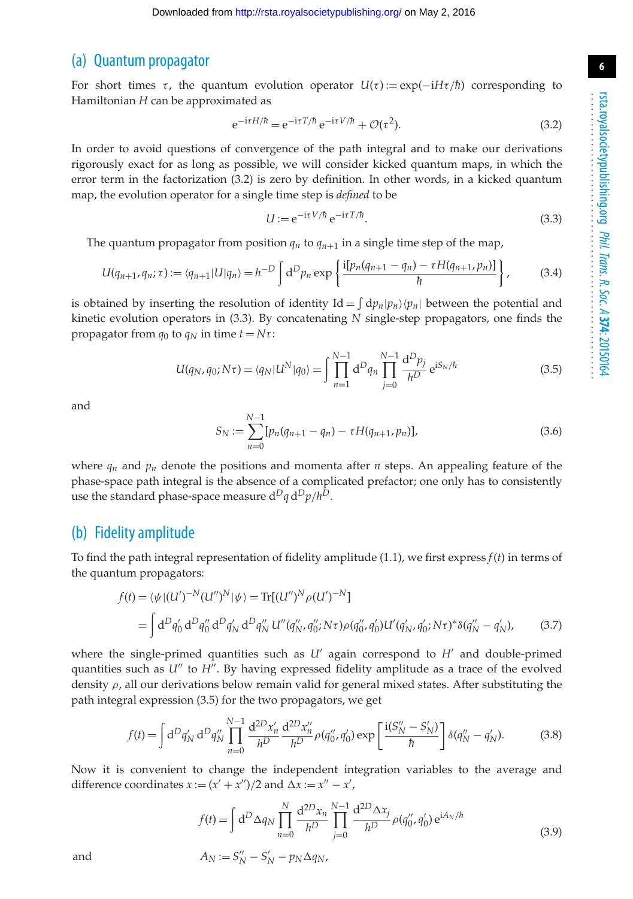## (a) Quantum propagator

For short times $\tau$, the quantum evolution operator $U(\tau) := \exp(-\mathrm{i}H\tau/\hbar)$ corresponding to Hamiltonian $H$ can be approximated as

$$\mathrm{e}^{-\mathrm{i}\tau H/\hbar} = \mathrm{e}^{-\mathrm{i}\tau T/\hbar}\,\mathrm{e}^{-\mathrm{i}\tau V/\hbar} + \mathcal{O}(\tau^2). \tag{3.2}$$

In order to avoid questions of convergence of the path integral and to make our derivations rigorously exact for as long as possible, we will consider kicked quantum maps, in which the error term in the factorization (3.2) is zero by definition. In other words, in a kicked quantum map, the evolution operator for a single time step is *defined* to be

$$U := \mathrm{e}^{-\mathrm{i}\tau V/\hbar}\,\mathrm{e}^{-\mathrm{i}\tau T/\hbar}. \tag{3.3}$$

The quantum propagator from position $q_n$ to $q_{n+1}$ in a single time step of the map,

$$U(q_{n+1}, q_n; \tau) := \langle q_{n+1}|U|q_n\rangle = h^{-D}\int \mathrm{d}^D p_n \exp\left\{\frac{\mathrm{i}[p_n(q_{n+1}-q_n) - \tau H(q_{n+1}, p_n)]}{\hbar}\right\}, \tag{3.4}$$

is obtained by inserting the resolution of identity $\mathrm{Id} = \int \mathrm{d}p_n |p_n\rangle\langle p_n|$ between the potential and kinetic evolution operators in (3.3). By concatenating $N$ single-step propagators, one finds the propagator from $q_0$ to $q_N$ in time $t = N\tau$:

$$U(q_N, q_0; N\tau) = \langle q_N|U^N|q_0\rangle = \int \prod_{n=1}^{N-1} \mathrm{d}^D q_n \prod_{j=0}^{N-1} \frac{\mathrm{d}^D p_j}{h^D}\,\mathrm{e}^{\mathrm{i}S_N/\hbar} \tag{3.5}$$

and

$$S_N := \sum_{n=0}^{N-1} [p_n(q_{n+1}-q_n) - \tau H(q_{n+1}, p_n)], \tag{3.6}$$

where $q_n$ and $p_n$ denote the positions and momenta after $n$ steps. An appealing feature of the phase-space path integral is the absence of a complicated prefactor; one only has to consistently use the standard phase-space measure $\mathrm{d}^D q\,\mathrm{d}^D p/h^D$.

## (b) Fidelity amplitude

To find the path integral representation of fidelity amplitude (1.1), we first express $f(t)$ in terms of the quantum propagators:

$$\begin{aligned} f(t) &= \langle\psi|(U')^{-N}(U'')^N|\psi\rangle = \mathrm{Tr}[(U'')^N \rho (U')^{-N}] \\ &= \int \mathrm{d}^D q_0'\,\mathrm{d}^D q_0''\,\mathrm{d}^D q_N'\,\mathrm{d}^D q_N''\, U''(q_N'', q_0''; N\tau)\rho(q_0'', q_0')U'(q_N', q_0'; N\tau)^* \delta(q_N'' - q_N'), \end{aligned} \tag{3.7}$$

where the single-primed quantities such as $U'$ again correspond to $H'$ and double-primed quantities such as $U''$ to $H''$. By having expressed fidelity amplitude as a trace of the evolved density $\rho$, all our derivations below remain valid for general mixed states. After substituting the path integral expression (3.5) for the two propagators, we get

$$f(t) = \int \mathrm{d}^D q_N'\,\mathrm{d}^D q_N'' \prod_{n=0}^{N-1} \frac{\mathrm{d}^{2D} x_n'}{h^D}\frac{\mathrm{d}^{2D} x_n''}{h^D}\,\rho(q_0'', q_0') \exp\left[\frac{\mathrm{i}(S_N'' - S_N')}{\hbar}\right] \delta(q_N'' - q_N'). \tag{3.8}$$

Now it is convenient to change the independent integration variables to the average and difference coordinates $x := (x' + x'')/2$ and $\Delta x := x'' - x'$,

$$f(t) = \int \mathrm{d}^D \Delta q_N \prod_{n=0}^{N} \frac{\mathrm{d}^{2D} x_n}{h^D} \prod_{j=0}^{N-1} \frac{\mathrm{d}^{2D} \Delta x_j}{h^D}\,\rho(q_0'', q_0')\,\mathrm{e}^{\mathrm{i}A_N/\hbar} \tag{3.9}$$

and

$$A_N := S_N'' - S_N' - p_N \Delta q_N,$$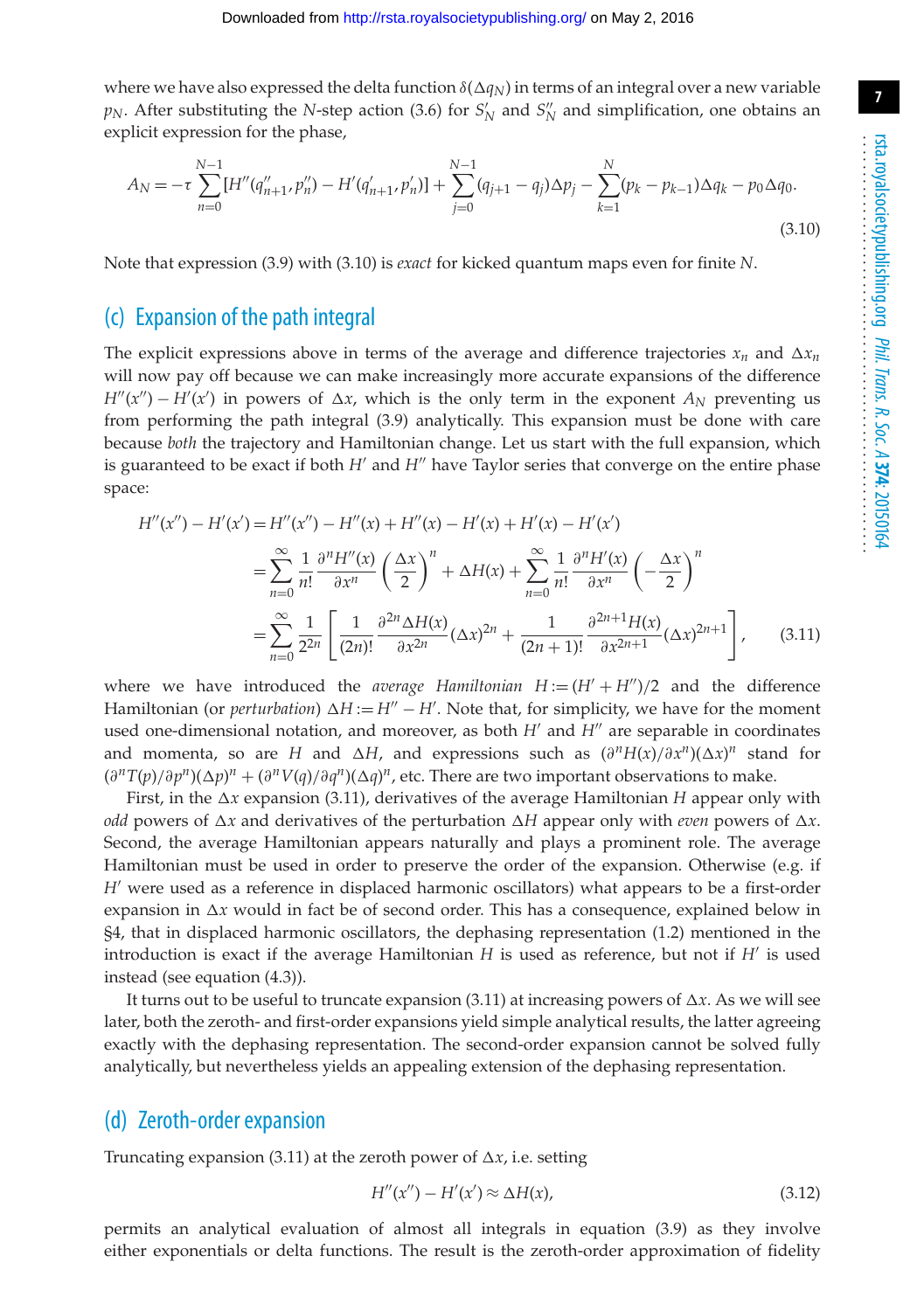where we have also expressed the delta function $\delta(\Delta q_N)$ in terms of an integral over a new variable $p_N$. After substituting the $N$-step action (3.6) for $S'_N$ and $S''_N$ and simplification, one obtains an explicit expression for the phase,

$$A_N = -\tau \sum_{n=0}^{N-1} [H''(q''_{n+1}, p''_n) - H'(q'_{n+1}, p'_n)] + \sum_{j=0}^{N-1} (q_{j+1} - q_j)\Delta p_j - \sum_{k=1}^{N} (p_k - p_{k-1})\Delta q_k - p_0 \Delta q_0. \tag{3.10}$$

Note that expression (3.9) with (3.10) is *exact* for kicked quantum maps even for finite $N$.

## (c) Expansion of the path integral

The explicit expressions above in terms of the average and difference trajectories $x_n$ and $\Delta x_n$ will now pay off because we can make increasingly more accurate expansions of the difference $H''(x'') - H'(x')$ in powers of $\Delta x$, which is the only term in the exponent $A_N$ preventing us from performing the path integral (3.9) analytically. This expansion must be done with care because *both* the trajectory and Hamiltonian change. Let us start with the full expansion, which is guaranteed to be exact if both $H'$ and $H''$ have Taylor series that converge on the entire phase space:

$$\begin{aligned}
H''(x'') - H'(x') &= H''(x'') - H''(x) + H''(x) - H'(x) + H'(x) - H'(x') \\
&= \sum_{n=0}^{\infty} \frac{1}{n!} \frac{\partial^n H''(x)}{\partial x^n} \left(\frac{\Delta x}{2}\right)^n + \Delta H(x) + \sum_{n=0}^{\infty} \frac{1}{n!} \frac{\partial^n H'(x)}{\partial x^n} \left(-\frac{\Delta x}{2}\right)^n \\
&= \sum_{n=0}^{\infty} \frac{1}{2^{2n}} \left[ \frac{1}{(2n)!} \frac{\partial^{2n} \Delta H(x)}{\partial x^{2n}} (\Delta x)^{2n} + \frac{1}{(2n+1)!} \frac{\partial^{2n+1} H(x)}{\partial x^{2n+1}} (\Delta x)^{2n+1} \right],
\end{aligned} \tag{3.11}$$

where we have introduced the *average Hamiltonian* $H := (H' + H'')/2$ and the difference Hamiltonian (or *perturbation*) $\Delta H := H'' - H'$. Note that, for simplicity, we have for the moment used one-dimensional notation, and moreover, as both $H'$ and $H''$ are separable in coordinates and momenta, so are $H$ and $\Delta H$, and expressions such as $(\partial^n H(x)/\partial x^n)(\Delta x)^n$ stand for $(\partial^n T(p)/\partial p^n)(\Delta p)^n + (\partial^n V(q)/\partial q^n)(\Delta q)^n$, etc. There are two important observations to make.

First, in the $\Delta x$ expansion (3.11), derivatives of the average Hamiltonian $H$ appear only with *odd* powers of $\Delta x$ and derivatives of the perturbation $\Delta H$ appear only with *even* powers of $\Delta x$. Second, the average Hamiltonian appears naturally and plays a prominent role. The average Hamiltonian must be used in order to preserve the order of the expansion. Otherwise (e.g. if $H'$ were used as a reference in displaced harmonic oscillators) what appears to be a first-order expansion in $\Delta x$ would in fact be of second order. This has a consequence, explained below in §4, that in displaced harmonic oscillators, the dephasing representation (1.2) mentioned in the introduction is exact if the average Hamiltonian $H$ is used as reference, but not if $H'$ is used instead (see equation (4.3)).

It turns out to be useful to truncate expansion (3.11) at increasing powers of $\Delta x$. As we will see later, both the zeroth- and first-order expansions yield simple analytical results, the latter agreeing exactly with the dephasing representation. The second-order expansion cannot be solved fully analytically, but nevertheless yields an appealing extension of the dephasing representation.

## (d) Zeroth-order expansion

Truncating expansion (3.11) at the zeroth power of $\Delta x$, i.e. setting

$$H''(x'') - H'(x') \approx \Delta H(x), \tag{3.12}$$

permits an analytical evaluation of almost all integrals in equation (3.9) as they involve either exponentials or delta functions. The result is the zeroth-order approximation of fidelity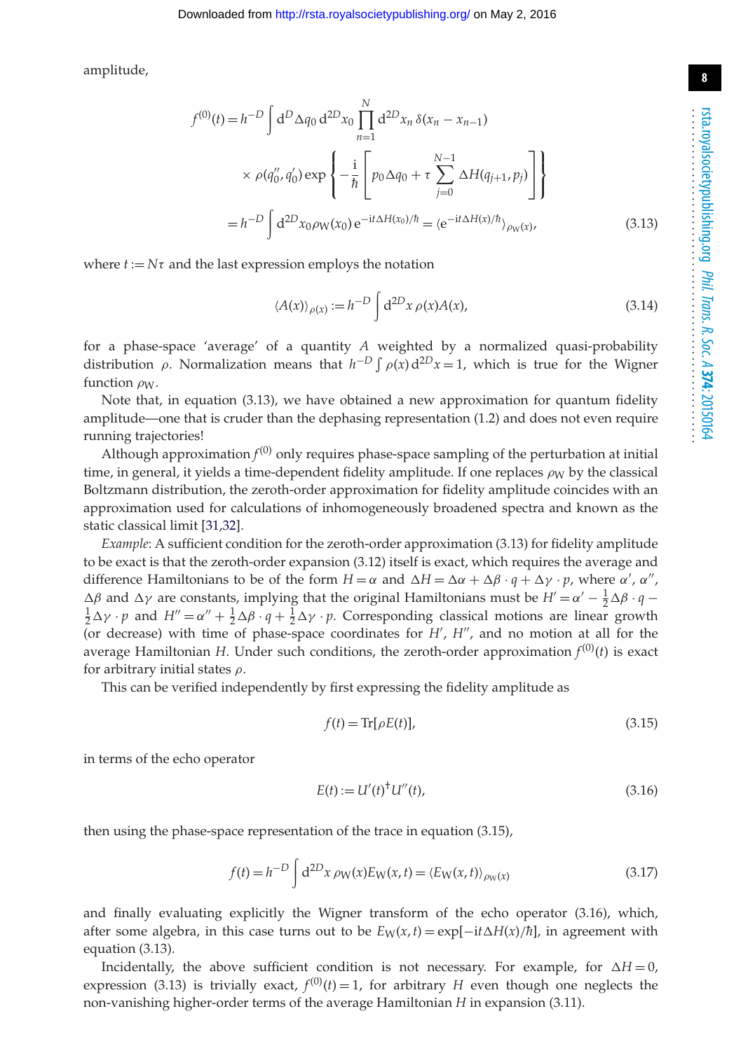amplitude,

$$
\begin{aligned}
f^{(0)}(t) &= h^{-D} \int \mathrm{d}^D \Delta q_0 \, \mathrm{d}^{2D} x_0 \prod_{n=1}^{N} \mathrm{d}^{2D} x_n \, \delta(x_n - x_{n-1}) \\
&\quad \times \rho(q_0'', q_0') \exp\left\{ -\frac{\mathrm{i}}{\hbar} \left[ p_0 \Delta q_0 + \tau \sum_{j=0}^{N-1} \Delta H(q_{j+1}, p_j) \right] \right\} \\
&= h^{-D} \int \mathrm{d}^{2D} x_0 \rho_{\mathrm{W}}(x_0) \, \mathrm{e}^{-\mathrm{i}t \Delta H(x_0)/\hbar} = \langle \mathrm{e}^{-\mathrm{i}t\Delta H(x)/\hbar} \rangle_{\rho_{\mathrm{W}}(x)},
\end{aligned} \tag{3.13}
$$

where $t := N\tau$ and the last expression employs the notation

$$
\langle A(x) \rangle_{\rho(x)} := h^{-D} \int \mathrm{d}^{2D} x \, \rho(x) A(x), \tag{3.14}
$$

for a phase-space 'average' of a quantity $A$ weighted by a normalized quasi-probability distribution $\rho$. Normalization means that $h^{-D} \int \rho(x) \, \mathrm{d}^{2D} x = 1$, which is true for the Wigner function $\rho_{\mathrm{W}}$.

Note that, in equation (3.13), we have obtained a new approximation for quantum fidelity amplitude—one that is cruder than the dephasing representation (1.2) and does not even require running trajectories!

Although approximation $f^{(0)}$ only requires phase-space sampling of the perturbation at initial time, in general, it yields a time-dependent fidelity amplitude. If one replaces $\rho_{\mathrm{W}}$ by the classical Boltzmann distribution, the zeroth-order approximation for fidelity amplitude coincides with an approximation used for calculations of inhomogeneously broadened spectra and known as the static classical limit [31,32].

*Example*: A sufficient condition for the zeroth-order approximation (3.13) for fidelity amplitude to be exact is that the zeroth-order expansion (3.12) itself is exact, which requires the average and difference Hamiltonians to be of the form $H = \alpha$ and $\Delta H = \Delta\alpha + \Delta\beta \cdot q + \Delta\gamma \cdot p$, where $\alpha'$, $\alpha''$, $\Delta\beta$ and $\Delta\gamma$ are constants, implying that the original Hamiltonians must be $H' = \alpha' - \frac{1}{2}\Delta\beta \cdot q - \frac{1}{2}\Delta\gamma \cdot p$ and $H'' = \alpha'' + \frac{1}{2}\Delta\beta \cdot q + \frac{1}{2}\Delta\gamma \cdot p$. Corresponding classical motions are linear growth (or decrease) with time of phase-space coordinates for $H'$, $H''$, and no motion at all for the average Hamiltonian $H$. Under such conditions, the zeroth-order approximation $f^{(0)}(t)$ is exact for arbitrary initial states $\rho$.

This can be verified independently by first expressing the fidelity amplitude as

$$
f(t) = \mathrm{Tr}[\rho E(t)], \tag{3.15}
$$

in terms of the echo operator

$$
E(t) := U'(t)^{\dagger} U''(t), \tag{3.16}
$$

then using the phase-space representation of the trace in equation (3.15),

$$
f(t) = h^{-D} \int \mathrm{d}^{2D} x \, \rho_{\mathrm{W}}(x) E_{\mathrm{W}}(x, t) = \langle E_{\mathrm{W}}(x, t) \rangle_{\rho_{\mathrm{W}}(x)} \tag{3.17}
$$

and finally evaluating explicitly the Wigner transform of the echo operator (3.16), which, after some algebra, in this case turns out to be $E_{\mathrm{W}}(x, t) = \exp[-\mathrm{i}t\Delta H(x)/\hbar]$, in agreement with equation (3.13).

Incidentally, the above sufficient condition is not necessary. For example, for $\Delta H = 0$, expression (3.13) is trivially exact, $f^{(0)}(t) = 1$, for arbitrary $H$ even though one neglects the non-vanishing higher-order terms of the average Hamiltonian $H$ in expansion (3.11).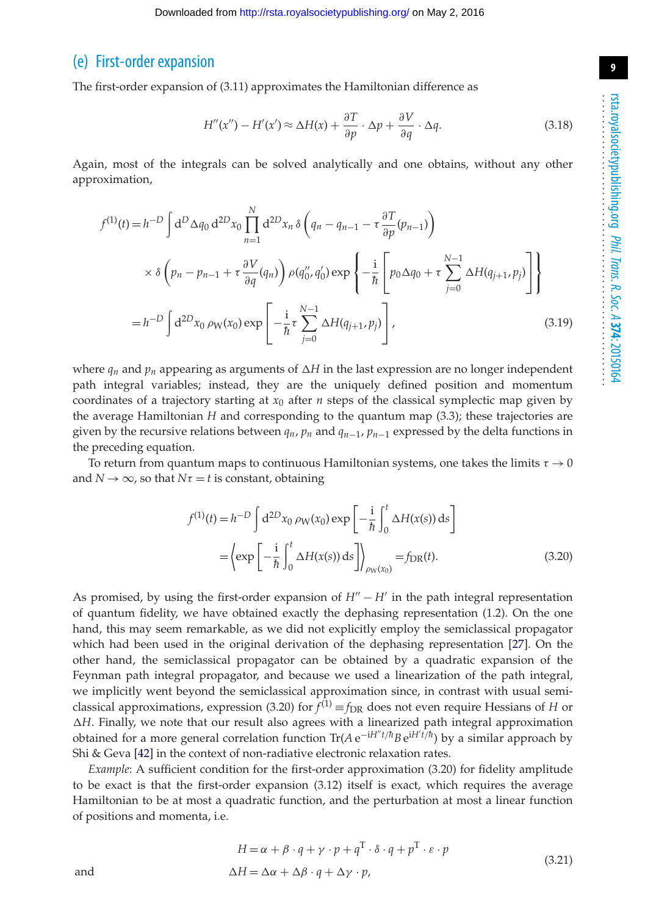### (e) First-order expansion

The first-order expansion of (3.11) approximates the Hamiltonian difference as

$$H''(x'') - H'(x') \approx \Delta H(x) + \frac{\partial T}{\partial p} \cdot \Delta p + \frac{\partial V}{\partial q} \cdot \Delta q. \tag{3.18}$$

Again, most of the integrals can be solved analytically and one obtains, without any other approximation,

$$\begin{aligned} f^{(1)}(t) &= h^{-D} \int \mathrm{d}^D \Delta q_0 \, \mathrm{d}^{2D} x_0 \prod_{n=1}^{N} \mathrm{d}^{2D} x_n \, \delta\left(q_n - q_{n-1} - \tau \frac{\partial T}{\partial p}(p_{n-1})\right) \\ &\quad \times \delta\left(p_n - p_{n-1} + \tau \frac{\partial V}{\partial q}(q_n)\right) \rho(q_0'', q_0') \exp\left\{-\frac{\mathrm{i}}{\hbar}\left[p_0 \Delta q_0 + \tau \sum_{j=0}^{N-1} \Delta H(q_{j+1}, p_j)\right]\right\} \\ &= h^{-D} \int \mathrm{d}^{2D} x_0 \, \rho_{\mathrm{W}}(x_0) \exp\left[-\frac{\mathrm{i}}{\hbar} \tau \sum_{j=0}^{N-1} \Delta H(q_{j+1}, p_j)\right], \end{aligned} \tag{3.19}$$

where $q_n$ and $p_n$ appearing as arguments of $\Delta H$ in the last expression are no longer independent path integral variables; instead, they are the uniquely defined position and momentum coordinates of a trajectory starting at $x_0$ after $n$ steps of the classical symplectic map given by the average Hamiltonian $H$ and corresponding to the quantum map (3.3); these trajectories are given by the recursive relations between $q_n, p_n$ and $q_{n-1}, p_{n-1}$ expressed by the delta functions in the preceding equation.

To return from quantum maps to continuous Hamiltonian systems, one takes the limits $\tau \to 0$ and $N \to \infty$, so that $N\tau = t$ is constant, obtaining

$$\begin{aligned} f^{(1)}(t) &= h^{-D} \int \mathrm{d}^{2D} x_0 \, \rho_{\mathrm{W}}(x_0) \exp\left[-\frac{\mathrm{i}}{\hbar} \int_0^t \Delta H(x(s)) \, \mathrm{d}s\right] \\ &= \left\langle \exp\left[-\frac{\mathrm{i}}{\hbar} \int_0^t \Delta H(x(s)) \, \mathrm{d}s\right]\right\rangle_{\rho_{\mathrm{W}}(x_0)} = f_{\mathrm{DR}}(t). \end{aligned} \tag{3.20}$$

As promised, by using the first-order expansion of $H'' - H'$ in the path integral representation of quantum fidelity, we have obtained exactly the dephasing representation (1.2). On the one hand, this may seem remarkable, as we did not explicitly employ the semiclassical propagator which had been used in the original derivation of the dephasing representation [27]. On the other hand, the semiclassical propagator can be obtained by a quadratic expansion of the Feynman path integral propagator, and because we used a linearization of the path integral, we implicitly went beyond the semiclassical approximation since, in contrast with usual semiclassical approximations, expression (3.20) for $f^{(1)} \equiv f_{\mathrm{DR}}$ does not even require Hessians of $H$ or $\Delta H$. Finally, we note that our result also agrees with a linearized path integral approximation obtained for a more general correlation function $\mathrm{Tr}(A\, \mathrm{e}^{-\mathrm{i}H''t/\hbar} B\, \mathrm{e}^{\mathrm{i}H't/\hbar})$ by a similar approach by Shi & Geva [42] in the context of non-radiative electronic relaxation rates.

*Example*: A sufficient condition for the first-order approximation (3.20) for fidelity amplitude to be exact is that the first-order expansion (3.12) itself is exact, which requires the average Hamiltonian to be at most a quadratic function, and the perturbation at most a linear function of positions and momenta, i.e.

$$\begin{aligned} H &= \alpha + \beta \cdot q + \gamma \cdot p + q^{\mathrm{T}} \cdot \delta \cdot q + p^{\mathrm{T}} \cdot \varepsilon \cdot p \\ \text{and} \qquad \Delta H &= \Delta\alpha + \Delta\beta \cdot q + \Delta\gamma \cdot p, \end{aligned} \tag{3.21}$$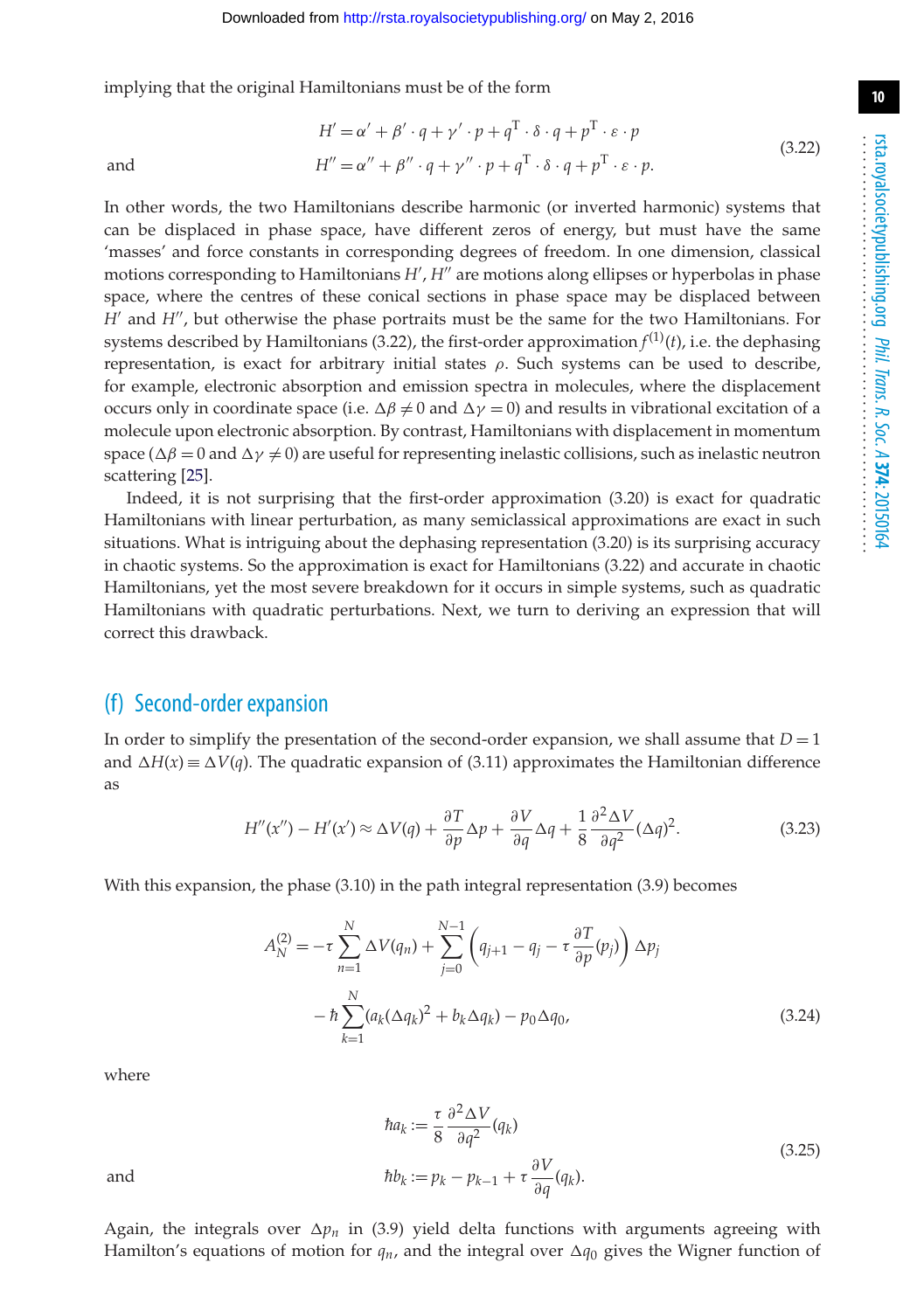implying that the original Hamiltonians must be of the form

$$
\begin{aligned}
H' &= \alpha' + \beta' \cdot q + \gamma' \cdot p + q^{\mathrm{T}} \cdot \delta \cdot q + p^{\mathrm{T}} \cdot \varepsilon \cdot p \\
\text{and} \qquad H'' &= \alpha'' + \beta'' \cdot q + \gamma'' \cdot p + q^{\mathrm{T}} \cdot \delta \cdot q + p^{\mathrm{T}} \cdot \varepsilon \cdot p.
\end{aligned}
\tag{3.22}
$$

In other words, the two Hamiltonians describe harmonic (or inverted harmonic) systems that can be displaced in phase space, have different zeros of energy, but must have the same 'masses' and force constants in corresponding degrees of freedom. In one dimension, classical motions corresponding to Hamiltonians $H'$, $H''$ are motions along ellipses or hyperbolas in phase space, where the centres of these conical sections in phase space may be displaced between $H'$ and $H''$, but otherwise the phase portraits must be the same for the two Hamiltonians. For systems described by Hamiltonians (3.22), the first-order approximation $f^{(1)}(t)$, i.e. the dephasing representation, is exact for arbitrary initial states $\rho$. Such systems can be used to describe, for example, electronic absorption and emission spectra in molecules, where the displacement occurs only in coordinate space (i.e. $\Delta\beta \neq 0$ and $\Delta\gamma = 0$) and results in vibrational excitation of a molecule upon electronic absorption. By contrast, Hamiltonians with displacement in momentum space ($\Delta\beta = 0$ and $\Delta\gamma \neq 0$) are useful for representing inelastic collisions, such as inelastic neutron scattering [25].

Indeed, it is not surprising that the first-order approximation (3.20) is exact for quadratic Hamiltonians with linear perturbation, as many semiclassical approximations are exact in such situations. What is intriguing about the dephasing representation (3.20) is its surprising accuracy in chaotic systems. So the approximation is exact for Hamiltonians (3.22) and accurate in chaotic Hamiltonians, yet the most severe breakdown for it occurs in simple systems, such as quadratic Hamiltonians with quadratic perturbations. Next, we turn to deriving an expression that will correct this drawback.

## (f) Second-order expansion

In order to simplify the presentation of the second-order expansion, we shall assume that $D = 1$ and $\Delta H(x) \equiv \Delta V(q)$. The quadratic expansion of (3.11) approximates the Hamiltonian difference as

$$
H''(x'') - H'(x') \approx \Delta V(q) + \frac{\partial T}{\partial p}\Delta p + \frac{\partial V}{\partial q}\Delta q + \frac{1}{8}\frac{\partial^2 \Delta V}{\partial q^2}(\Delta q)^2. \tag{3.23}
$$

With this expansion, the phase (3.10) in the path integral representation (3.9) becomes

$$
\begin{aligned}
A_N^{(2)} = &-\tau \sum_{n=1}^{N} \Delta V(q_n) + \sum_{j=0}^{N-1}\left(q_{j+1} - q_j - \tau \frac{\partial T}{\partial p}(p_j)\right)\Delta p_j \\
&- \hbar \sum_{k=1}^{N}(a_k(\Delta q_k)^2 + b_k \Delta q_k) - p_0 \Delta q_0,
\end{aligned}
\tag{3.24}
$$

where

$$
\begin{aligned}
\hbar a_k &:= \frac{\tau}{8}\frac{\partial^2 \Delta V}{\partial q^2}(q_k) \\
\text{and} \qquad \hbar b_k &:= p_k - p_{k-1} + \tau \frac{\partial V}{\partial q}(q_k).
\end{aligned}
\tag{3.25}
$$

Again, the integrals over $\Delta p_n$ in (3.9) yield delta functions with arguments agreeing with Hamilton's equations of motion for $q_n$, and the integral over $\Delta q_0$ gives the Wigner function of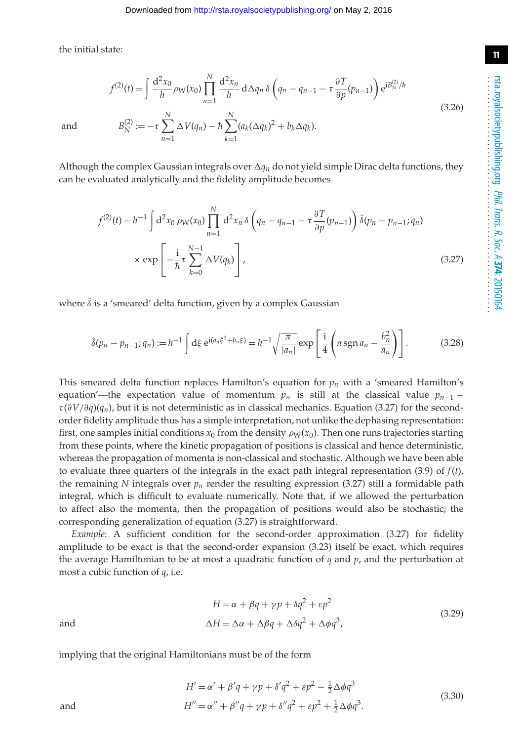the initial state:

$$f^{(2)}(t) = \int \frac{\mathrm{d}^2 x_0}{h} \rho_\mathrm{W}(x_0) \prod_{n=1}^{N} \frac{\mathrm{d}^2 x_n}{h} \,\mathrm{d}\Delta q_n \,\delta\left(q_n - q_{n-1} - \tau \frac{\partial T}{\partial p}(p_{n-1})\right) \mathrm{e}^{\mathrm{i}B_N^{(2)}/\hbar}$$

and

$$B_N^{(2)} := -\tau \sum_{n=1}^{N} \Delta V(q_n) - \hbar \sum_{k=1}^{N} (a_k (\Delta q_k)^2 + b_k \Delta q_k). \tag{3.26}$$

Although the complex Gaussian integrals over $\Delta q_n$ do not yield simple Dirac delta functions, they can be evaluated analytically and the fidelity amplitude becomes

$$f^{(2)}(t) = h^{-1} \int \mathrm{d}^2 x_0 \,\rho_\mathrm{W}(x_0) \prod_{n=1}^{N} \mathrm{d}^2 x_n \,\delta\left(q_n - q_{n-1} - \tau \frac{\partial T}{\partial p}(p_{n-1})\right) \tilde{\delta}(p_n - p_{n-1}; q_n)$$
$$\times \exp\left[-\frac{\mathrm{i}}{\hbar} \tau \sum_{k=0}^{N-1} \Delta V(q_k)\right], \tag{3.27}$$

where $\tilde{\delta}$ is a 'smeared' delta function, given by a complex Gaussian

$$\tilde{\delta}(p_n - p_{n-1}; q_n) := h^{-1} \int \mathrm{d}\xi \, \mathrm{e}^{\mathrm{i}(a_n \xi^2 + b_n \xi)} = h^{-1} \sqrt{\frac{\pi}{|a_n|}} \exp\left[\frac{\mathrm{i}}{4}\left(\pi \,\mathrm{sgn}\, a_n - \frac{b_n^2}{a_n}\right)\right]. \tag{3.28}$$

This smeared delta function replaces Hamilton's equation for $p_n$ with a 'smeared Hamilton's equation'—the expectation value of momentum $p_n$ is still at the classical value $p_{n-1} - \tau(\partial V/\partial q)(q_n)$, but it is not deterministic as in classical mechanics. Equation (3.27) for the second-order fidelity amplitude thus has a simple interpretation, not unlike the dephasing representation: first, one samples initial conditions $x_0$ from the density $\rho_\mathrm{W}(x_0)$. Then one runs trajectories starting from these points, where the kinetic propagation of positions is classical and hence deterministic, whereas the propagation of momenta is non-classical and stochastic. Although we have been able to evaluate three quarters of the integrals in the exact path integral representation (3.9) of $f(t)$, the remaining $N$ integrals over $p_n$ render the resulting expression (3.27) still a formidable path integral, which is difficult to evaluate numerically. Note that, if we allowed the perturbation to affect also the momenta, then the propagation of positions would also be stochastic; the corresponding generalization of equation (3.27) is straightforward.

*Example*: A sufficient condition for the second-order approximation (3.27) for fidelity amplitude to be exact is that the second-order expansion (3.23) itself be exact, which requires the average Hamiltonian to be at most a quadratic function of $q$ and $p$, and the perturbation at most a cubic function of $q$, i.e.

$$H = \alpha + \beta q + \gamma p + \delta q^2 + \varepsilon p^2$$

and

$$\Delta H = \Delta\alpha + \Delta\beta q + \Delta\delta q^2 + \Delta\phi q^3, \tag{3.29}$$

implying that the original Hamiltonians must be of the form

$$H' = \alpha' + \beta' q + \gamma p + \delta' q^2 + \varepsilon p^2 - \tfrac{1}{2}\Delta\phi q^3$$

and

$$H'' = \alpha'' + \beta'' q + \gamma p + \delta'' q^2 + \varepsilon p^2 + \tfrac{1}{2}\Delta\phi q^3. \tag{3.30}$$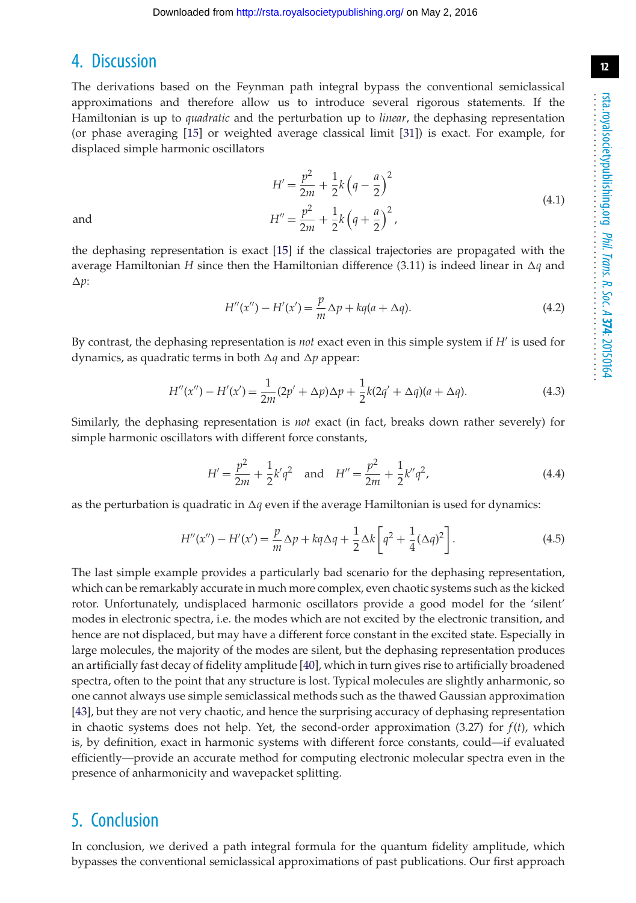## 4. Discussion

The derivations based on the Feynman path integral bypass the conventional semiclassical approximations and therefore allow us to introduce several rigorous statements. If the Hamiltonian is up to *quadratic* and the perturbation up to *linear*, the dephasing representation (or phase averaging [15] or weighted average classical limit [31]) is exact. For example, for displaced simple harmonic oscillators

$$H' = \frac{p^2}{2m} + \frac{1}{2}k\left(q - \frac{a}{2}\right)^2$$

and

$$H'' = \frac{p^2}{2m} + \frac{1}{2}k\left(q + \frac{a}{2}\right)^2, \tag{4.1}$$

the dephasing representation is exact [15] if the classical trajectories are propagated with the average Hamiltonian $H$ since then the Hamiltonian difference (3.11) is indeed linear in $\Delta q$ and $\Delta p$:

$$H''(x'') - H'(x') = \frac{p}{m}\Delta p + kq(a + \Delta q). \tag{4.2}$$

By contrast, the dephasing representation is *not* exact even in this simple system if $H'$ is used for dynamics, as quadratic terms in both $\Delta q$ and $\Delta p$ appear:

$$H''(x'') - H'(x') = \frac{1}{2m}(2p' + \Delta p)\Delta p + \frac{1}{2}k(2q' + \Delta q)(a + \Delta q). \tag{4.3}$$

Similarly, the dephasing representation is *not* exact (in fact, breaks down rather severely) for simple harmonic oscillators with different force constants,

$$H' = \frac{p^2}{2m} + \frac{1}{2}k'q^2 \quad \text{and} \quad H'' = \frac{p^2}{2m} + \frac{1}{2}k''q^2, \tag{4.4}$$

as the perturbation is quadratic in $\Delta q$ even if the average Hamiltonian is used for dynamics:

$$H''(x'') - H'(x') = \frac{p}{m}\Delta p + kq\Delta q + \frac{1}{2}\Delta k\left[q^2 + \frac{1}{4}(\Delta q)^2\right]. \tag{4.5}$$

The last simple example provides a particularly bad scenario for the dephasing representation, which can be remarkably accurate in much more complex, even chaotic systems such as the kicked rotor. Unfortunately, undisplaced harmonic oscillators provide a good model for the 'silent' modes in electronic spectra, i.e. the modes which are not excited by the electronic transition, and hence are not displaced, but may have a different force constant in the excited state. Especially in large molecules, the majority of the modes are silent, but the dephasing representation produces an artificially fast decay of fidelity amplitude [40], which in turn gives rise to artificially broadened spectra, often to the point that any structure is lost. Typical molecules are slightly anharmonic, so one cannot always use simple semiclassical methods such as the thawed Gaussian approximation [43], but they are not very chaotic, and hence the surprising accuracy of dephasing representation in chaotic systems does not help. Yet, the second-order approximation (3.27) for $f(t)$, which is, by definition, exact in harmonic systems with different force constants, could—if evaluated efficiently—provide an accurate method for computing electronic molecular spectra even in the presence of anharmonicity and wavepacket splitting.

## 5. Conclusion

In conclusion, we derived a path integral formula for the quantum fidelity amplitude, which bypasses the conventional semiclassical approximations of past publications. Our first approach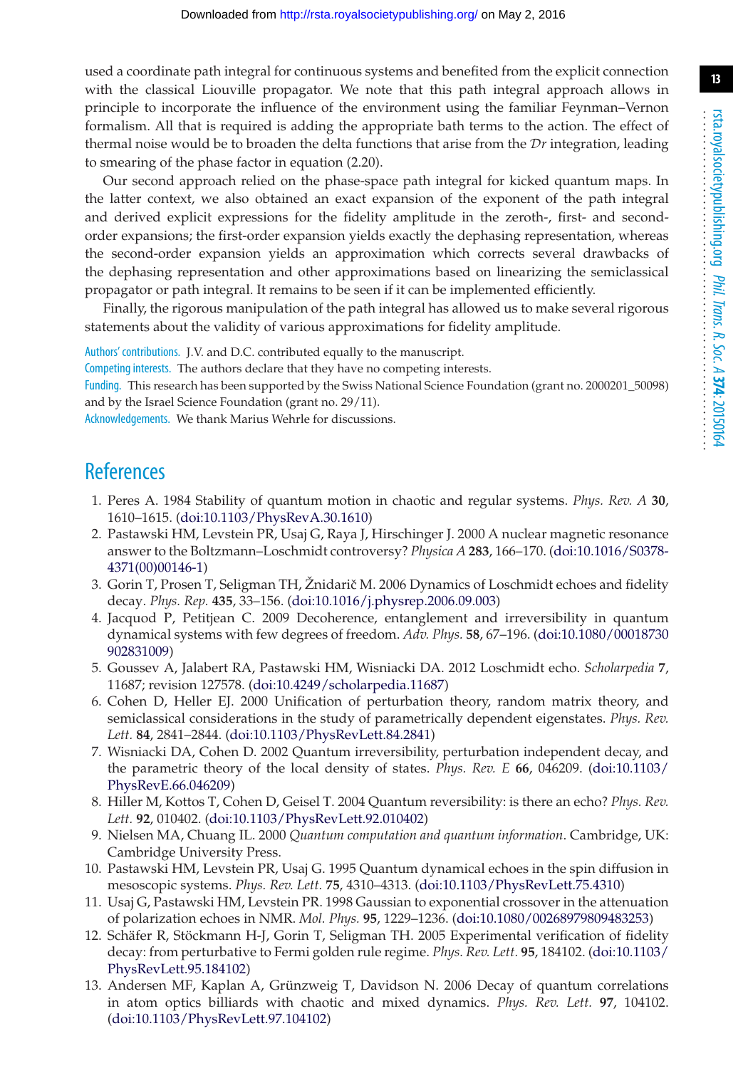used a coordinate path integral for continuous systems and benefited from the explicit connection with the classical Liouville propagator. We note that this path integral approach allows in principle to incorporate the influence of the environment using the familiar Feynman–Vernon formalism. All that is required is adding the appropriate bath terms to the action. The effect of thermal noise would be to broaden the delta functions that arise from the $\mathcal{D}r$ integration, leading to smearing of the phase factor in equation (2.20).

Our second approach relied on the phase-space path integral for kicked quantum maps. In the latter context, we also obtained an exact expansion of the exponent of the path integral and derived explicit expressions for the fidelity amplitude in the zeroth-, first- and second-order expansions; the first-order expansion yields exactly the dephasing representation, whereas the second-order expansion yields an approximation which corrects several drawbacks of the dephasing representation and other approximations based on linearizing the semiclassical propagator or path integral. It remains to be seen if it can be implemented efficiently.

Finally, the rigorous manipulation of the path integral has allowed us to make several rigorous statements about the validity of various approximations for fidelity amplitude.

Authors' contributions. J.V. and D.C. contributed equally to the manuscript.

Competing interests. The authors declare that they have no competing interests.

Funding. This research has been supported by the Swiss National Science Foundation (grant no. 2000201_50098) and by the Israel Science Foundation (grant no. 29/11).

Acknowledgements. We thank Marius Wehrle for discussions.

# References

1. Peres A. 1984 Stability of quantum motion in chaotic and regular systems. *Phys. Rev. A* **30**, 1610–1615. (doi:10.1103/PhysRevA.30.1610)
2. Pastawski HM, Levstein PR, Usaj G, Raya J, Hirschinger J. 2000 A nuclear magnetic resonance answer to the Boltzmann–Loschmidt controversy? *Physica A* **283**, 166–170. (doi:10.1016/S0378-4371(00)00146-1)
3. Gorin T, Prosen T, Seligman TH, Žnidarič M. 2006 Dynamics of Loschmidt echoes and fidelity decay. *Phys. Rep.* **435**, 33–156. (doi:10.1016/j.physrep.2006.09.003)
4. Jacquod P, Petitjean C. 2009 Decoherence, entanglement and irreversibility in quantum dynamical systems with few degrees of freedom. *Adv. Phys.* **58**, 67–196. (doi:10.1080/00018730902831009)
5. Goussev A, Jalabert RA, Pastawski HM, Wisniacki DA. 2012 Loschmidt echo. *Scholarpedia* **7**, 11687; revision 127578. (doi:10.4249/scholarpedia.11687)
6. Cohen D, Heller EJ. 2000 Unification of perturbation theory, random matrix theory, and semiclassical considerations in the study of parametrically dependent eigenstates. *Phys. Rev. Lett.* **84**, 2841–2844. (doi:10.1103/PhysRevLett.84.2841)
7. Wisniacki DA, Cohen D. 2002 Quantum irreversibility, perturbation independent decay, and the parametric theory of the local density of states. *Phys. Rev. E* **66**, 046209. (doi:10.1103/PhysRevE.66.046209)
8. Hiller M, Kottos T, Cohen D, Geisel T. 2004 Quantum reversibility: is there an echo? *Phys. Rev. Lett.* **92**, 010402. (doi:10.1103/PhysRevLett.92.010402)
9. Nielsen MA, Chuang IL. 2000 *Quantum computation and quantum information*. Cambridge, UK: Cambridge University Press.
10. Pastawski HM, Levstein PR, Usaj G. 1995 Quantum dynamical echoes in the spin diffusion in mesoscopic systems. *Phys. Rev. Lett.* **75**, 4310–4313. (doi:10.1103/PhysRevLett.75.4310)
11. Usaj G, Pastawski HM, Levstein PR. 1998 Gaussian to exponential crossover in the attenuation of polarization echoes in NMR. *Mol. Phys.* **95**, 1229–1236. (doi:10.1080/00268979809483253)
12. Schäfer R, Stöckmann H-J, Gorin T, Seligman TH. 2005 Experimental verification of fidelity decay: from perturbative to Fermi golden rule regime. *Phys. Rev. Lett.* **95**, 184102. (doi:10.1103/PhysRevLett.95.184102)
13. Andersen MF, Kaplan A, Grünzweig T, Davidson N. 2006 Decay of quantum correlations in atom optics billiards with chaotic and mixed dynamics. *Phys. Rev. Lett.* **97**, 104102. (doi:10.1103/PhysRevLett.97.104102)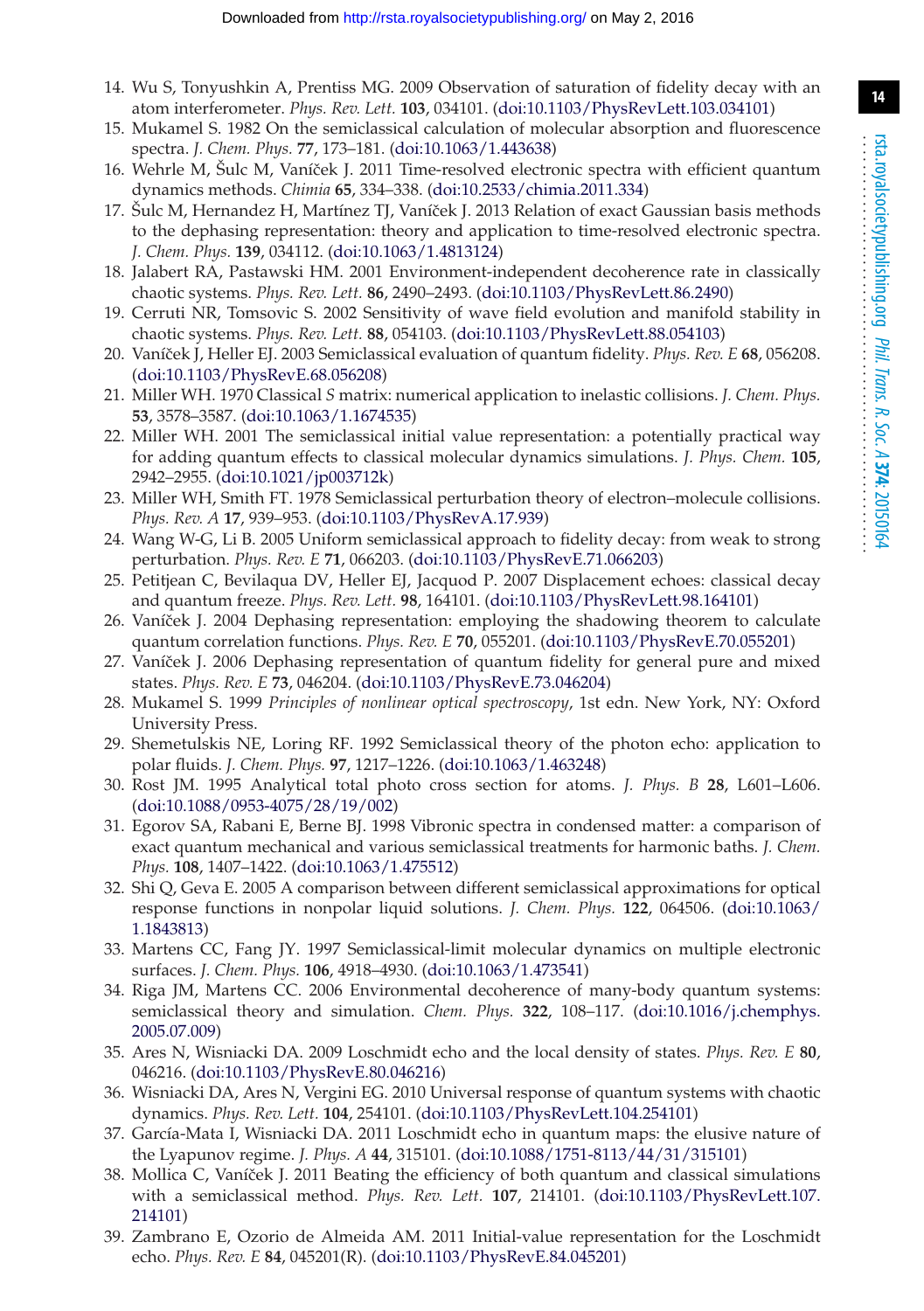14. Wu S, Tonyushkin A, Prentiss MG. 2009 Observation of saturation of fidelity decay with an atom interferometer. *Phys. Rev. Lett.* **103**, 034101. (doi:10.1103/PhysRevLett.103.034101)
15. Mukamel S. 1982 On the semiclassical calculation of molecular absorption and fluorescence spectra. *J. Chem. Phys.* **77**, 173–181. (doi:10.1063/1.443638)
16. Wehrle M, Šulc M, Vaníček J. 2011 Time-resolved electronic spectra with efficient quantum dynamics methods. *Chimia* **65**, 334–338. (doi:10.2533/chimia.2011.334)
17. Šulc M, Hernandez H, Martínez TJ, Vaníček J. 2013 Relation of exact Gaussian basis methods to the dephasing representation: theory and application to time-resolved electronic spectra. *J. Chem. Phys.* **139**, 034112. (doi:10.1063/1.4813124)
18. Jalabert RA, Pastawski HM. 2001 Environment-independent decoherence rate in classically chaotic systems. *Phys. Rev. Lett.* **86**, 2490–2493. (doi:10.1103/PhysRevLett.86.2490)
19. Cerruti NR, Tomsovic S. 2002 Sensitivity of wave field evolution and manifold stability in chaotic systems. *Phys. Rev. Lett.* **88**, 054103. (doi:10.1103/PhysRevLett.88.054103)
20. Vaníček J, Heller EJ. 2003 Semiclassical evaluation of quantum fidelity. *Phys. Rev. E* **68**, 056208. (doi:10.1103/PhysRevE.68.056208)
21. Miller WH. 1970 Classical *S* matrix: numerical application to inelastic collisions. *J. Chem. Phys.* **53**, 3578–3587. (doi:10.1063/1.1674535)
22. Miller WH. 2001 The semiclassical initial value representation: a potentially practical way for adding quantum effects to classical molecular dynamics simulations. *J. Phys. Chem.* **105**, 2942–2955. (doi:10.1021/jp003712k)
23. Miller WH, Smith FT. 1978 Semiclassical perturbation theory of electron–molecule collisions. *Phys. Rev. A* **17**, 939–953. (doi:10.1103/PhysRevA.17.939)
24. Wang W-G, Li B. 2005 Uniform semiclassical approach to fidelity decay: from weak to strong perturbation. *Phys. Rev. E* **71**, 066203. (doi:10.1103/PhysRevE.71.066203)
25. Petitjean C, Bevilaqua DV, Heller EJ, Jacquod P. 2007 Displacement echoes: classical decay and quantum freeze. *Phys. Rev. Lett.* **98**, 164101. (doi:10.1103/PhysRevLett.98.164101)
26. Vaníček J. 2004 Dephasing representation: employing the shadowing theorem to calculate quantum correlation functions. *Phys. Rev. E* **70**, 055201. (doi:10.1103/PhysRevE.70.055201)
27. Vaníček J. 2006 Dephasing representation of quantum fidelity for general pure and mixed states. *Phys. Rev. E* **73**, 046204. (doi:10.1103/PhysRevE.73.046204)
28. Mukamel S. 1999 *Principles of nonlinear optical spectroscopy*, 1st edn. New York, NY: Oxford University Press.
29. Shemetulskis NE, Loring RF. 1992 Semiclassical theory of the photon echo: application to polar fluids. *J. Chem. Phys.* **97**, 1217–1226. (doi:10.1063/1.463248)
30. Rost JM. 1995 Analytical total photo cross section for atoms. *J. Phys. B* **28**, L601–L606. (doi:10.1088/0953-4075/28/19/002)
31. Egorov SA, Rabani E, Berne BJ. 1998 Vibronic spectra in condensed matter: a comparison of exact quantum mechanical and various semiclassical treatments for harmonic baths. *J. Chem. Phys.* **108**, 1407–1422. (doi:10.1063/1.475512)
32. Shi Q, Geva E. 2005 A comparison between different semiclassical approximations for optical response functions in nonpolar liquid solutions. *J. Chem. Phys.* **122**, 064506. (doi:10.1063/1.1843813)
33. Martens CC, Fang JY. 1997 Semiclassical-limit molecular dynamics on multiple electronic surfaces. *J. Chem. Phys.* **106**, 4918–4930. (doi:10.1063/1.473541)
34. Riga JM, Martens CC. 2006 Environmental decoherence of many-body quantum systems: semiclassical theory and simulation. *Chem. Phys.* **322**, 108–117. (doi:10.1016/j.chemphys.2005.07.009)
35. Ares N, Wisniacki DA. 2009 Loschmidt echo and the local density of states. *Phys. Rev. E* **80**, 046216. (doi:10.1103/PhysRevE.80.046216)
36. Wisniacki DA, Ares N, Vergini EG. 2010 Universal response of quantum systems with chaotic dynamics. *Phys. Rev. Lett.* **104**, 254101. (doi:10.1103/PhysRevLett.104.254101)
37. García-Mata I, Wisniacki DA. 2011 Loschmidt echo in quantum maps: the elusive nature of the Lyapunov regime. *J. Phys. A* **44**, 315101. (doi:10.1088/1751-8113/44/31/315101)
38. Mollica C, Vaníček J. 2011 Beating the efficiency of both quantum and classical simulations with a semiclassical method. *Phys. Rev. Lett.* **107**, 214101. (doi:10.1103/PhysRevLett.107.214101)
39. Zambrano E, Ozorio de Almeida AM. 2011 Initial-value representation for the Loschmidt echo. *Phys. Rev. E* **84**, 045201(R). (doi:10.1103/PhysRevE.84.045201)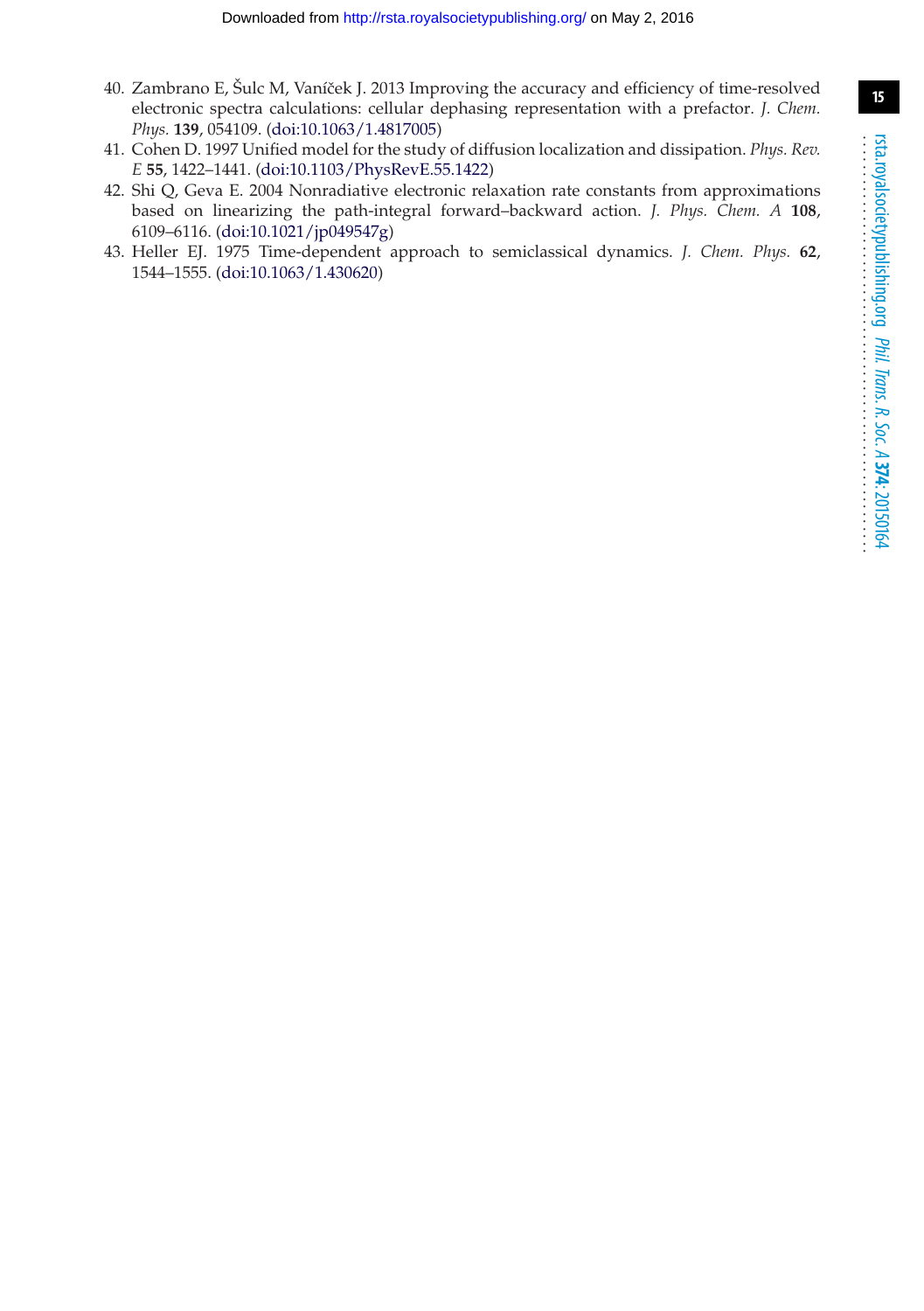40. Zambrano E, Šulc M, Vaníček J. 2013 Improving the accuracy and efficiency of time-resolved electronic spectra calculations: cellular dephasing representation with a prefactor. *J. Chem. Phys.* **139**, 054109. (doi:10.1063/1.4817005)
41. Cohen D. 1997 Unified model for the study of diffusion localization and dissipation. *Phys. Rev. E* **55**, 1422–1441. (doi:10.1103/PhysRevE.55.1422)
42. Shi Q, Geva E. 2004 Nonradiative electronic relaxation rate constants from approximations based on linearizing the path-integral forward–backward action. *J. Phys. Chem. A* **108**, 6109–6116. (doi:10.1021/jp049547g)
43. Heller EJ. 1975 Time-dependent approach to semiclassical dynamics. *J. Chem. Phys.* **62**, 1544–1555. (doi:10.1063/1.430620)